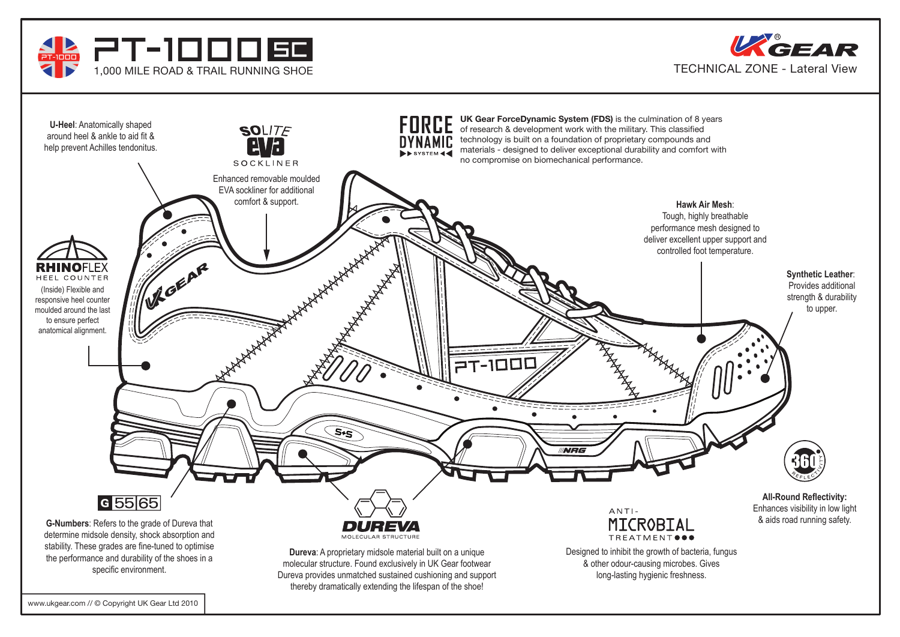# PT-1000 SC

1,000 MILE ROAD & TRAIL RUNNING SHOE

UK GEAR

TECHNICAL ZONE - Lateral View

**U-Heel**: Anatomically shaped around heel & ankle to aid fit & help prevent Achilles tendonitus.

**SOLITE EVA SOCKLINER**

Enhanced removable moulded EVA sockliner for additional comfort & support.

**FORCE DYNAMIC SYSTEM**

**UK Gear ForceDynamic System (FDS)** is the culmination of 8 years of research & development work with the military. This classified technology is built on a foundation of proprietary compounds and materials - designed to deliver exceptional durability and comfort with no compromise on biomechanical performance.

**Hawk Air Mesh**: Tough, highly breathable performance mesh designed to deliver excellent upper support and controlled foot temperature.

**Synthetic Leather**: Provides additional strength & durability to upper.

**RHINOFLEX HEEL COUNTER**

(Inside) Flexible and responsive heel counter moulded around the last to ensure perfect anatomical alignment.

**G 55 65**

**G-Numbers**: Refers to the grade of Dureva that determine midsole density, shock absorption and stability. These grades are fine-tuned to optimise the performance and durability of the shoes in a specific environment.

**DUREVA MOLECULAR STRUCTURE**

**Dureva**: A proprietary midsole material built on a unique molecular structure. Found exclusively in UK Gear footwear Dureva provides unmatched sustained cushioning and support thereby dramatically extending the lifespan of the shoe!

**ANTI-MICROBIAL TREATMENT**

Designed to inhibit the growth of bacteria, fungus & other odour-causing microbes. Gives long-lasting hygienic freshness.

**360 REFLECTIVITY**

**All-Round Reflectivity:** Enhances visibility in low light & aids road running safety.

www.ukgear.com // © Copyright UK Gear Ltd 2010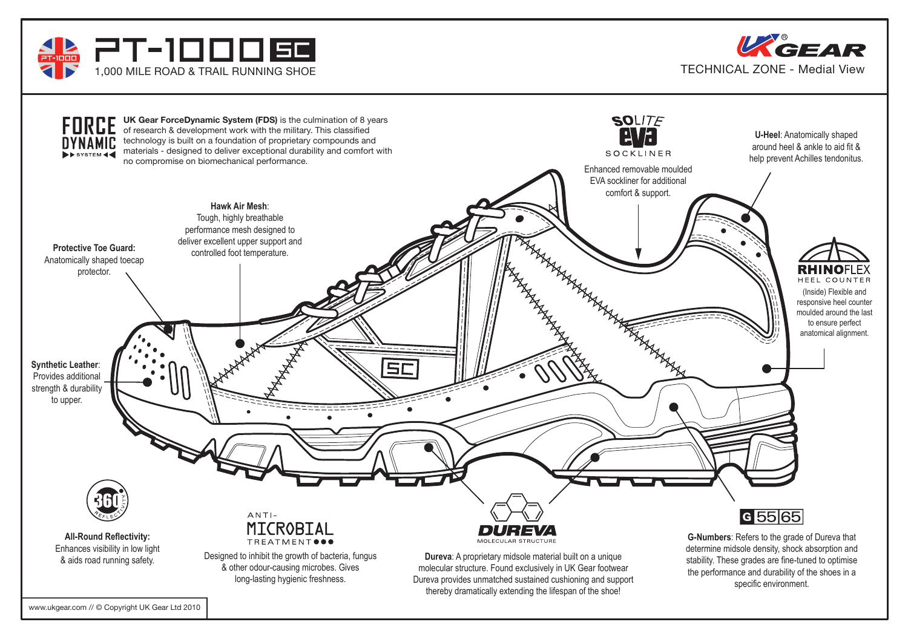# PT-1000 SC

1,000 MILE ROAD & TRAIL RUNNING SHOE

UK GEAR®

TECHNICAL ZONE - Medial View

**FORCE DYNAMIC SYSTEM**

**UK Gear ForceDynamic System (FDS)** is the culmination of 8 years of research & development work with the military. This classified technology is built on a foundation of proprietary compounds and materials - designed to deliver exceptional durability and comfort with no compromise on biomechanical performance.

**SOLITE EVA SOCKLINER**

Enhanced removable moulded EVA sockliner for additional comfort & support.

**U-Heel**: Anatomically shaped around heel & ankle to aid fit & help prevent Achilles tendonitus.

**Hawk Air Mesh**: Tough, highly breathable performance mesh designed to deliver excellent upper support and controlled foot temperature.

**Protective Toe Guard:** Anatomically shaped toecap protector.

**RHINOFLEX HEEL COUNTER**

(Inside) Flexible and responsive heel counter moulded around the last to ensure perfect anatomical alignment.

**Synthetic Leather**: Provides additional strength & durability to upper.

**360 REFLECTIVITY**

**All-Round Reflectivity:** Enhances visibility in low light & aids road running safety.

**ANTI-MICROBIAL TREATMENT**

Designed to inhibit the growth of bacteria, fungus & other odour-causing microbes. Gives long-lasting hygienic freshness.

**DUREVA MOLECULAR STRUCTURE**

**Dureva**: A proprietary midsole material built on a unique molecular structure. Found exclusively in UK Gear footwear Dureva provides unmatched sustained cushioning and support thereby dramatically extending the lifespan of the shoe!

**G 55 65**

**G-Numbers**: Refers to the grade of Dureva that determine midsole density, shock absorption and stability. These grades are fine-tuned to optimise the performance and durability of the shoes in a specific environment.

www.ukgear.com // © Copyright UK Gear Ltd 2010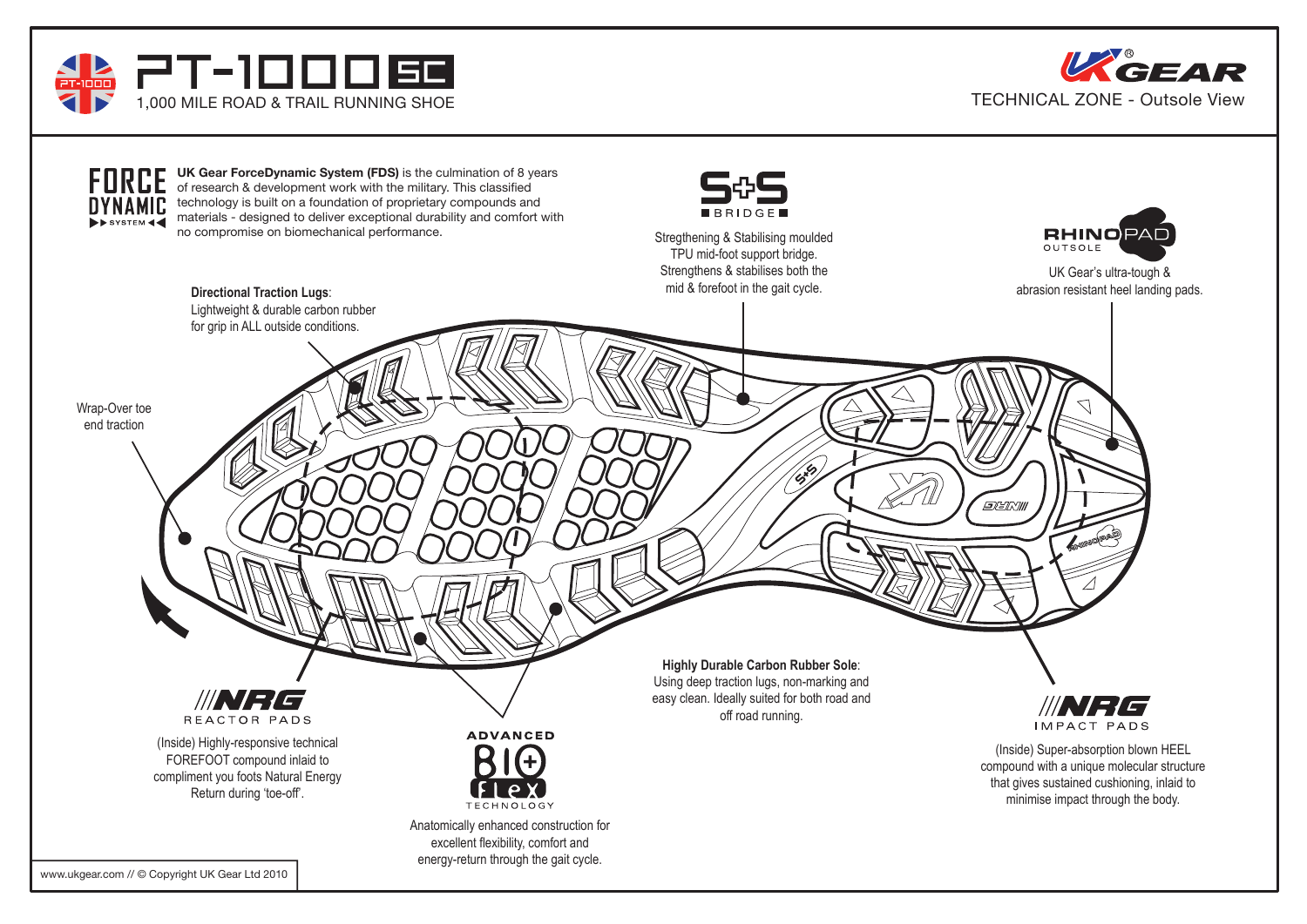# PT-1000 SC

1,000 MILE ROAD & TRAIL RUNNING SHOE

UK GEAR®

TECHNICAL ZONE - Outsole View

FORCE DYNAMIC SYSTEM

**UK Gear ForceDynamic System (FDS)** is the culmination of 8 years of research & development work with the military. This classified technology is built on a foundation of proprietary compounds and materials - designed to deliver exceptional durability and comfort with no compromise on biomechanical performance.

S+S BRIDGE

Stregthening & Stabilising moulded TPU mid-foot support bridge. Strengthens & stabilises both the mid & forefoot in the gait cycle.

RHINO PAD OUTSOLE

UK Gear's ultra-tough & abrasion resistant heel landing pads.

**Directional Traction Lugs**: Lightweight & durable carbon rubber for grip in ALL outside conditions.

Wrap-Over toe end traction

**Highly Durable Carbon Rubber Sole**: Using deep traction lugs, non-marking and easy clean. Ideally suited for both road and off road running.

///NRG REACTOR PADS

(Inside) Highly-responsive technical FOREFOOT compound inlaid to compliment you foots Natural Energy Return during 'toe-off'.

ADVANCED BIO flex TECHNOLOGY

Anatomically enhanced construction for excellent flexibility, comfort and energy-return through the gait cycle.

///NRG IMPACT PADS

(Inside) Super-absorption blown HEEL compound with a unique molecular structure that gives sustained cushioning, inlaid to minimise impact through the body.

www.ukgear.com // © Copyright UK Gear Ltd 2010